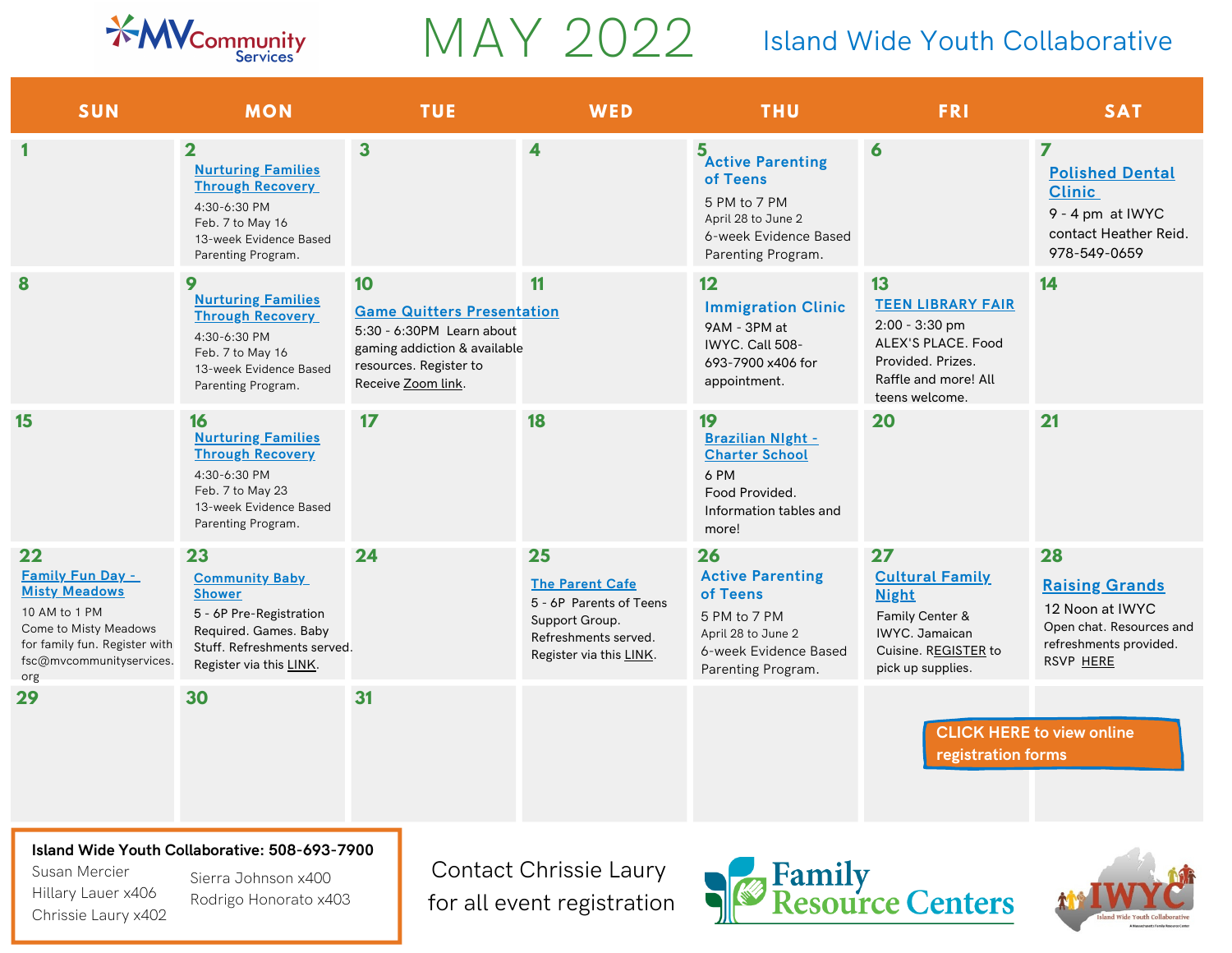MV Community Services

# MAY 2022

## Island Wide Youth Collaborative

| SUN | MON | TUE | WED | THU | FRI | SAT |
|---|---|---|---|---|---|---|
| 1 | 2 **Nurturing Families Through Recovery** 4:30-6:30 PM Feb. 7 to May 16 13-week Evidence Based Parenting Program. | 3 | 4 | 5 **Active Parenting of Teens** 5 PM to 7 PM April 28 to June 2 6-week Evidence Based Parenting Program. | 6 | 7 **Polished Dental Clinic** 9 - 4 pm at IWYC contact Heather Reid. 978-549-0659 |
| 8 | 9 **Nurturing Families Through Recovery** 4:30-6:30 PM Feb. 7 to May 16 13-week Evidence Based Parenting Program. | 10 **Game Quitters Presentation** 5:30 - 6:30PM Learn about gaming addiction & available resources. Register to Receive Zoom link. | 11 | 12 **Immigration Clinic** 9AM - 3PM at IWYC. Call 508-693-7900 x406 for appointment. | 13 **TEEN LIBRARY FAIR** 2:00 - 3:30 pm ALEX'S PLACE. Food Provided. Prizes. Raffle and more! All teens welcome. | 14 |
| 15 | 16 **Nurturing Families Through Recovery** 4:30-6:30 PM Feb. 7 to May 23 13-week Evidence Based Parenting Program. | 17 | 18 | 19 **Brazilian NIght - Charter School** 6 PM Food Provided. Information tables and more! | 20 | 21 |
| 22 **Family Fun Day - Misty Meadows** 10 AM to 1 PM Come to Misty Meadows for family fun. Register with fsc@mvcommunityservices.org | 23 **Community Baby Shower** 5 - 6P Pre-Registration Required. Games. Baby Stuff. Refreshments served. Register via this LINK. | 24 | 25 **The Parent Cafe** 5 - 6P Parents of Teens Support Group. Refreshments served. Register via this LINK. | 26 **Active Parenting of Teens** 5 PM to 7 PM April 28 to June 2 6-week Evidence Based Parenting Program. | 27 **Cultural Family Night** Family Center & IWYC. Jamaican Cuisine. REGISTER to pick up supplies. | 28 **Raising Grands** 12 Noon at IWYC Open chat. Resources and refreshments provided. RSVP HERE |
| 29 | 30 | 31 | | | | |

**CLICK HERE to view online registration forms**

**Island Wide Youth Collaborative: 508-693-7900**

Susan Mercier
Hillary Lauer x406
Chrissie Laury x402
Sierra Johnson x400
Rodrigo Honorato x403

Contact Chrissie Laury for all event registration

Family Resource Centers

IWYC Island Wide Youth Collaborative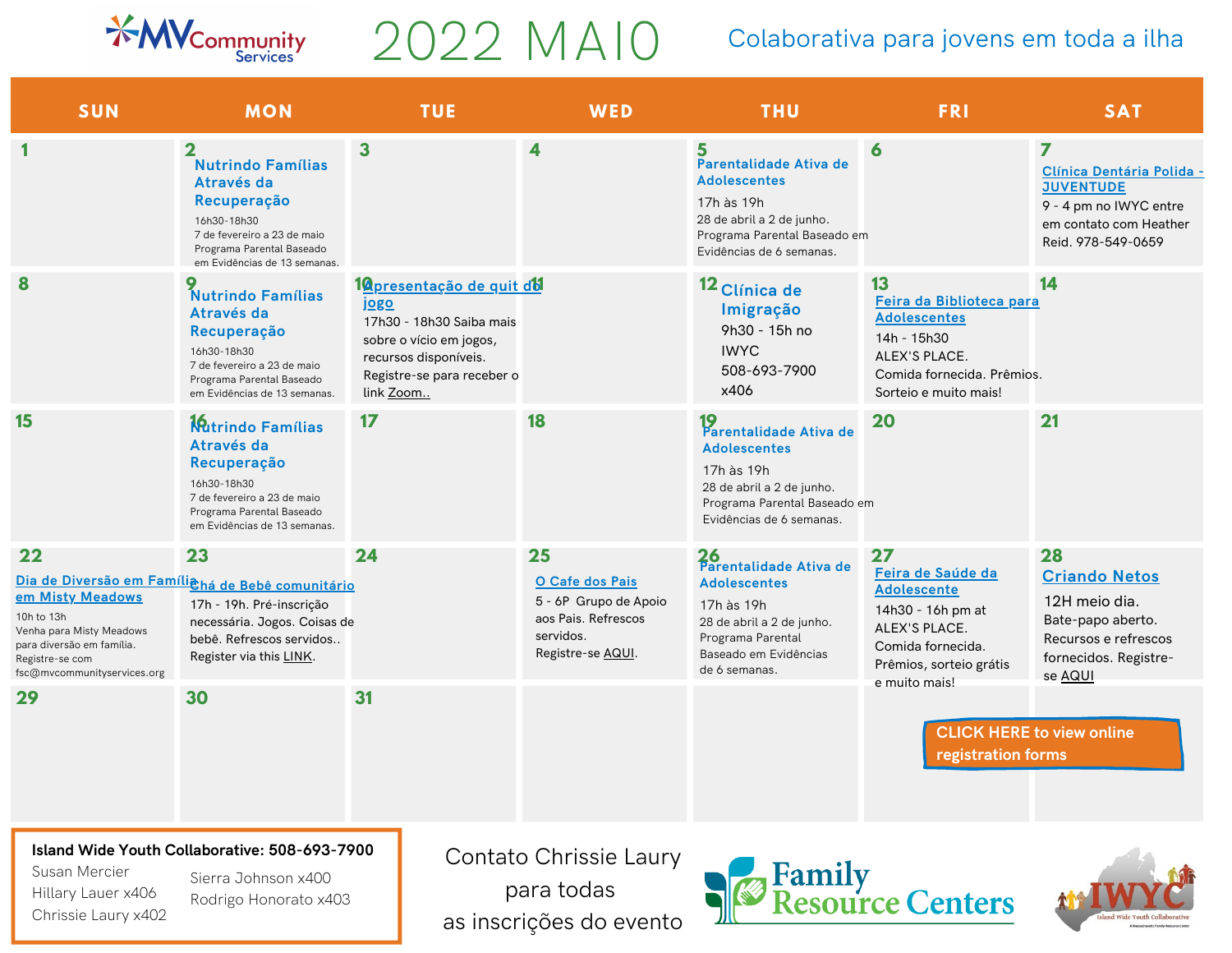MVCommunity Services

# 2022 MAIO

Colaborativa para jovens em toda a ilha

| SUN | MON | TUE | WED | THU | FRI | SAT |
|---|---|---|---|---|---|---|
| 1 | 2 **Nutrindo Famílias Através da Recuperação** 16h30-18h30 7 de fevereiro a 23 de maio Programa Parental Baseado em Evidências de 13 semanas. | 3 | 4 | 5 **Parentalidade Ativa de Adolescentes** 17h às 19h 28 de abril a 2 de junho. Programa Parental Baseado em Evidências de 6 semanas. | 6 | 7 Clínica Dentária Polida - JUVENTUDE 9 - 4 pm no IWYC entre em contato com Heather Reid. 978-549-0659 |
| 8 | 9 **Nutrindo Famílias Através da Recuperação** 16h30-18h30 7 de fevereiro a 23 de maio Programa Parental Baseado em Evidências de 13 semanas. | 10 Apresentação de quit do jogo 17h30 - 18h30 Saiba mais sobre o vício em jogos, recursos disponíveis. Registre-se para receber o link Zoom.. | 11 | 12 **Clínica de Imigração** 9h30 - 15h no IWYC 508-693-7900 x406 | 13 Feira da Biblioteca para Adolescentes 14h - 15h30 ALEX'S PLACE. Comida fornecida. Prêmios. Sorteio e muito mais! | 14 |
| 15 | 16 **Nutrindo Famílias Através da Recuperação** 16h30-18h30 7 de fevereiro a 23 de maio Programa Parental Baseado em Evidências de 13 semanas. | 17 | 18 | 19 **Parentalidade Ativa de Adolescentes** 17h às 19h 28 de abril a 2 de junho. Programa Parental Baseado em Evidências de 6 semanas. | 20 | 21 |
| 22 Dia de Diversão em Família em Misty Meadows 10h to 13h Venha para Misty Meadows para diversão em família. Registre-se com fsc@mvcommunityservices.org | 23 Chá de Bebê comunitário 17h - 19h. Pré-inscrição necessária. Jogos. Coisas de bebê. Refrescos servidos.. Register via this LINK. | 24 | 25 O Cafe dos Pais 5 - 6P Grupo de Apoio aos Pais. Refrescos servidos. Registre-se AQUI. | 26 **Parentalidade Ativa de Adolescentes** 17h às 19h 28 de abril a 2 de junho. Programa Parental Baseado em Evidências de 6 semanas. | 27 Feira de Saúde da Adolescente 14h30 - 16h pm at ALEX'S PLACE. Comida fornecida. Prêmios, sorteio grátis e muito mais! | 28 **Criando Netos** 12H meio dia. Bate-papo aberto. Recursos e refrescos fornecidos. Registre-se AQUI |
| 29 | 30 | 31 | | | | |

CLICK HERE to view online registration forms

**Island Wide Youth Collaborative: 508-693-7900**

Susan Mercier
Hillary Lauer x406
Chrissie Laury x402
Sierra Johnson x400
Rodrigo Honorato x403

Contato Chrissie Laury para todas as inscrições do evento

Family Resource Centers

IWYC Island Wide Youth Collaborative